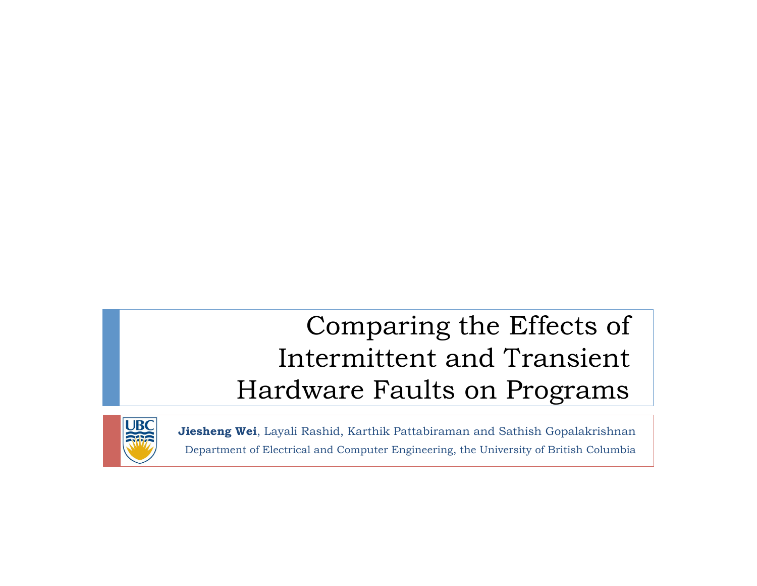# Comparing the Effects of Intermittent and Transient Hardware Faults on Programs

**Jiesheng Wei**, Layali Rashid, Karthik Pattabiraman and Sathish Gopalakrishnan

Department of Electrical and Computer Engineering, the University of British Columbia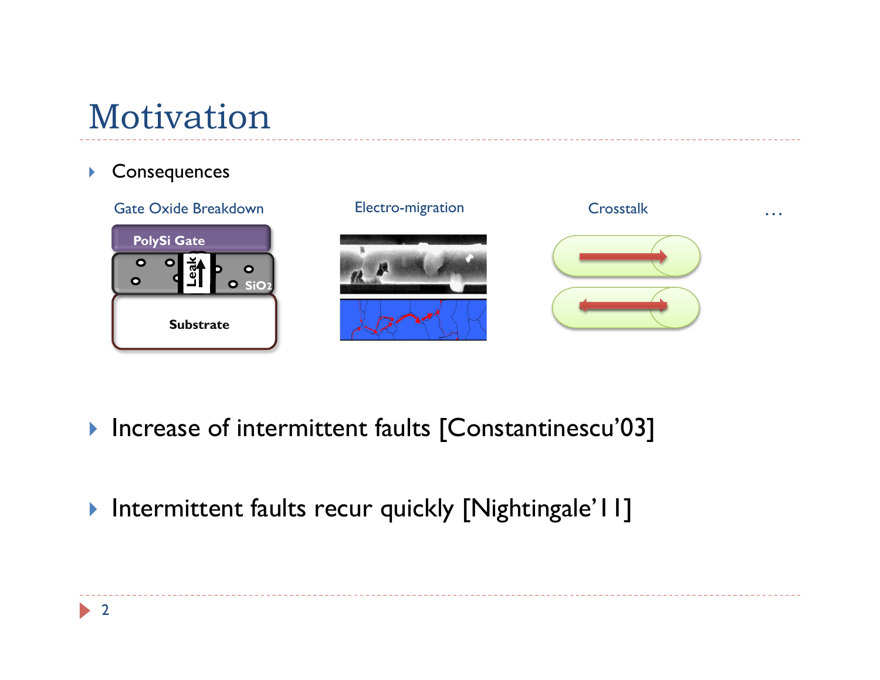# Motivation

- Consequences

Gate Oxide Breakdown | Electro-migration | Crosstalk | …

- Increase of intermittent faults [Constantinescu'03]

- Intermittent faults recur quickly [Nightingale'11]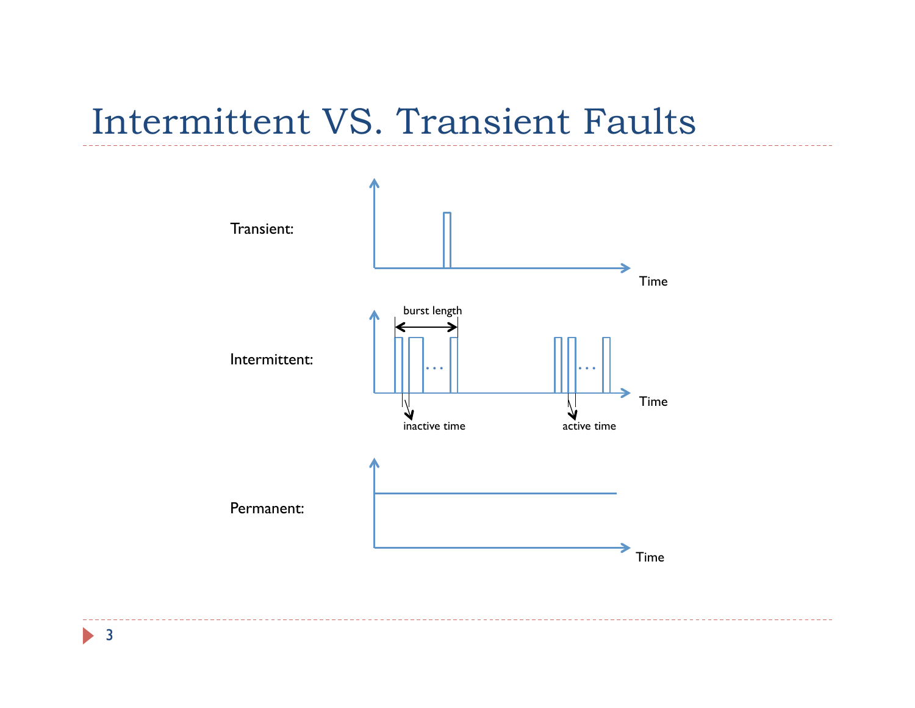# Intermittent VS. Transient Faults

Transient:

Time

Intermittent:

burst length

inactive time

active time

Time

Permanent:

Time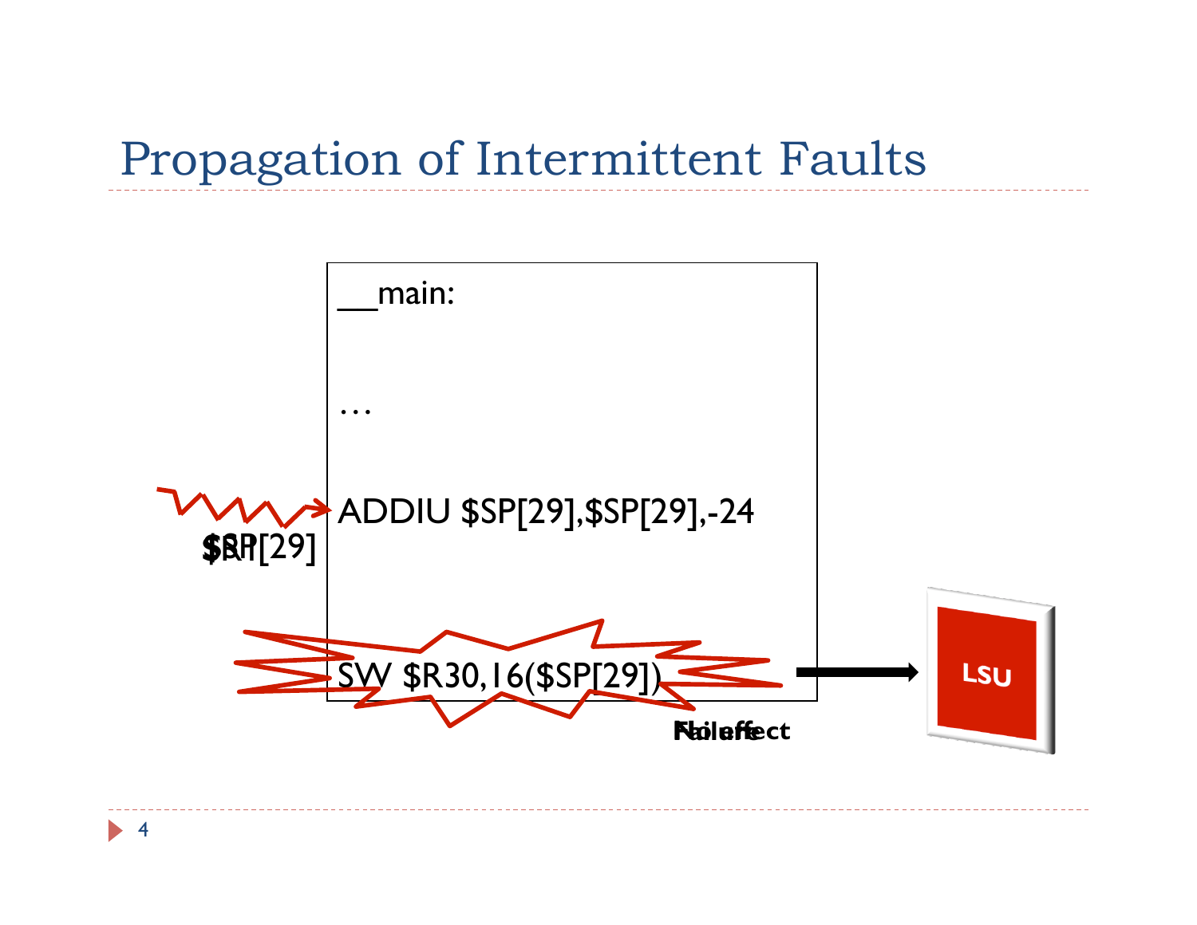# Propagation of Intermittent Faults

```
__main:

…

ADDIU $SP[29],$SP[29],-24

SW $R30,16($SP[29])
```

$SP[29]

Failure

LSU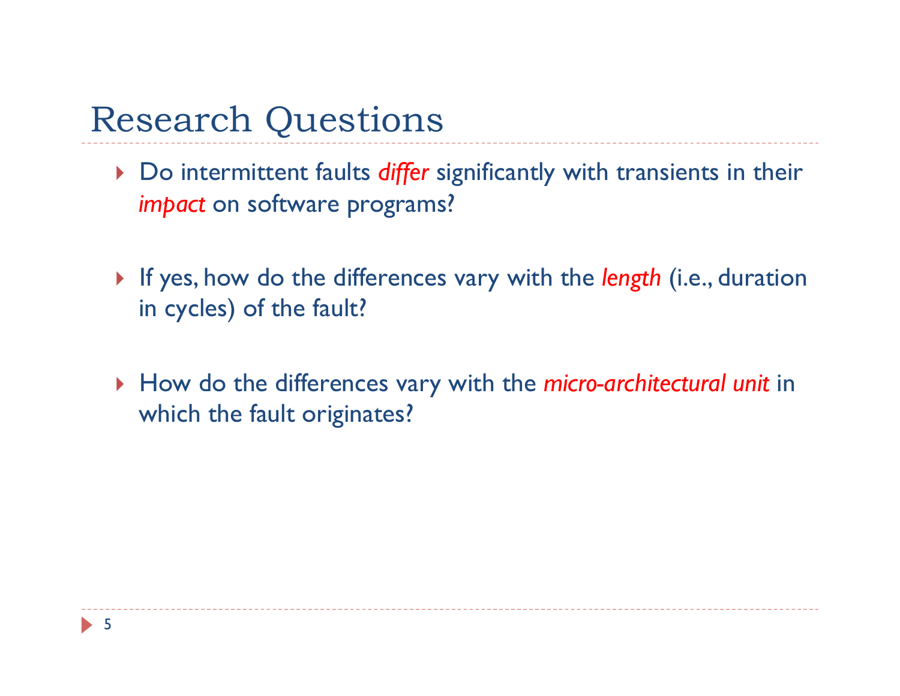# Research Questions

- Do intermittent faults *differ* significantly with transients in their *impact* on software programs?

- If yes, how do the differences vary with the *length* (i.e., duration in cycles) of the fault?

- How do the differences vary with the *micro-architectural unit* in which the fault originates?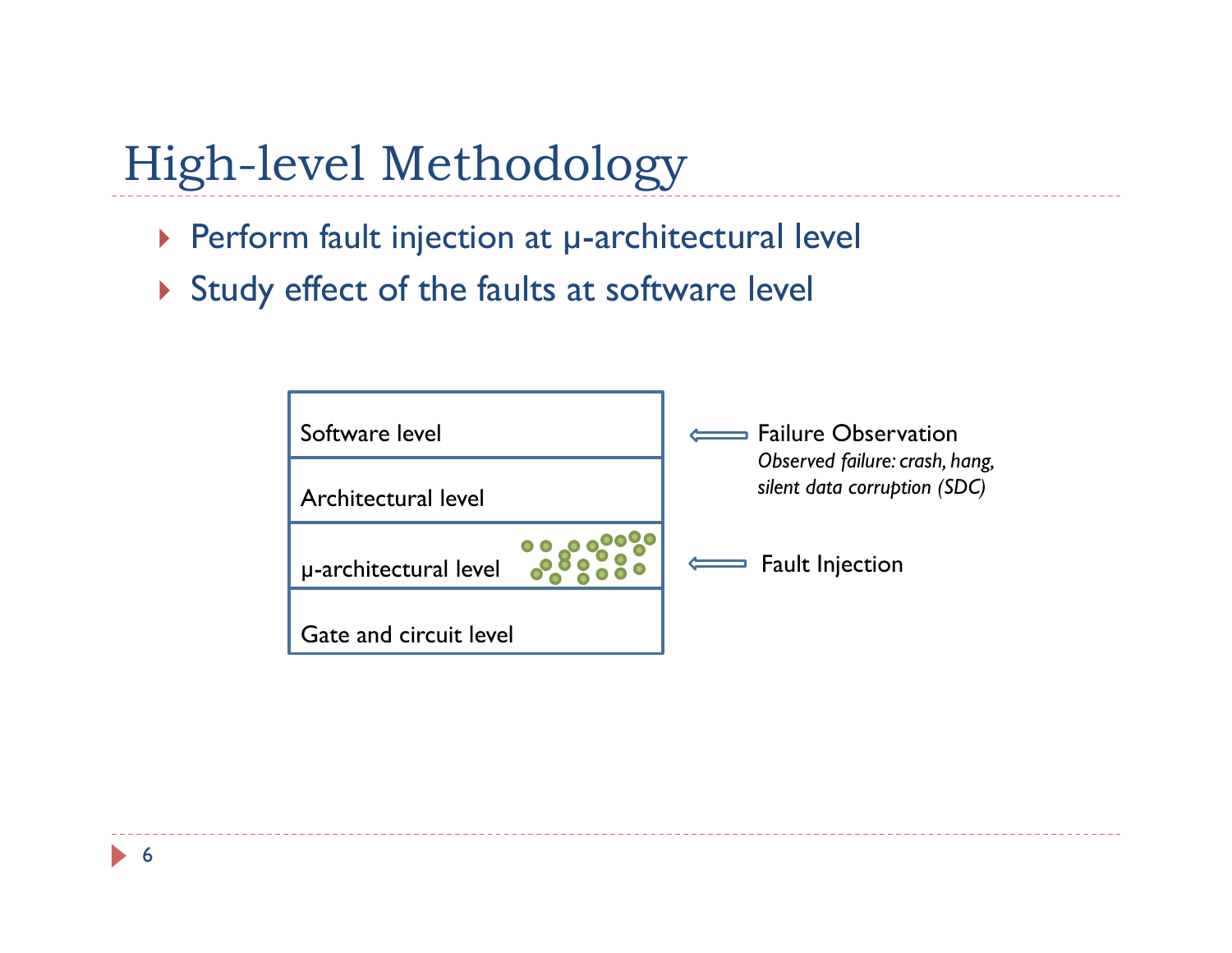# High-level Methodology

- Perform fault injection at μ-architectural level
- Study effect of the faults at software level

| Layer | | |
| --- | --- | --- |
| Software level | ⟸ | Failure Observation *Observed failure: crash, hang, silent data corruption (SDC)* |
| Architectural level | | |
| μ-architectural level | ⟸ | Fault Injection |
| Gate and circuit level | | |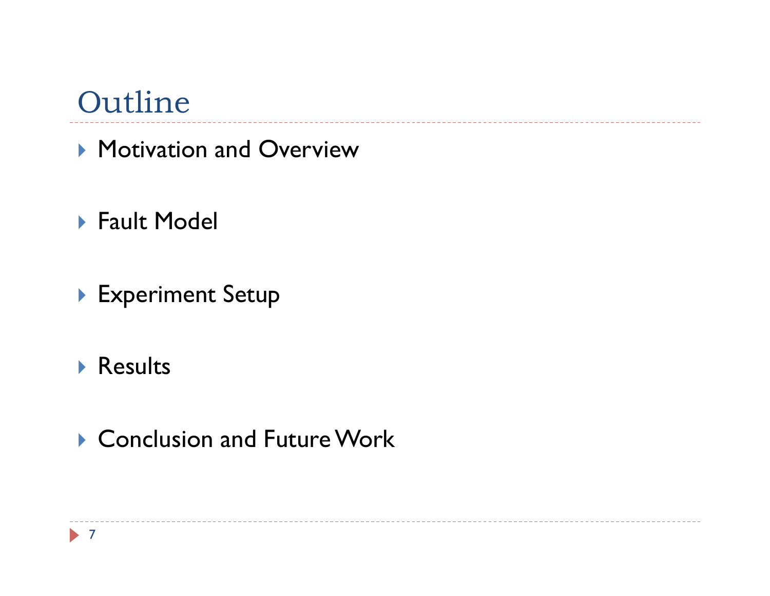# Outline

- Motivation and Overview
- Fault Model
- Experiment Setup
- Results
- Conclusion and Future Work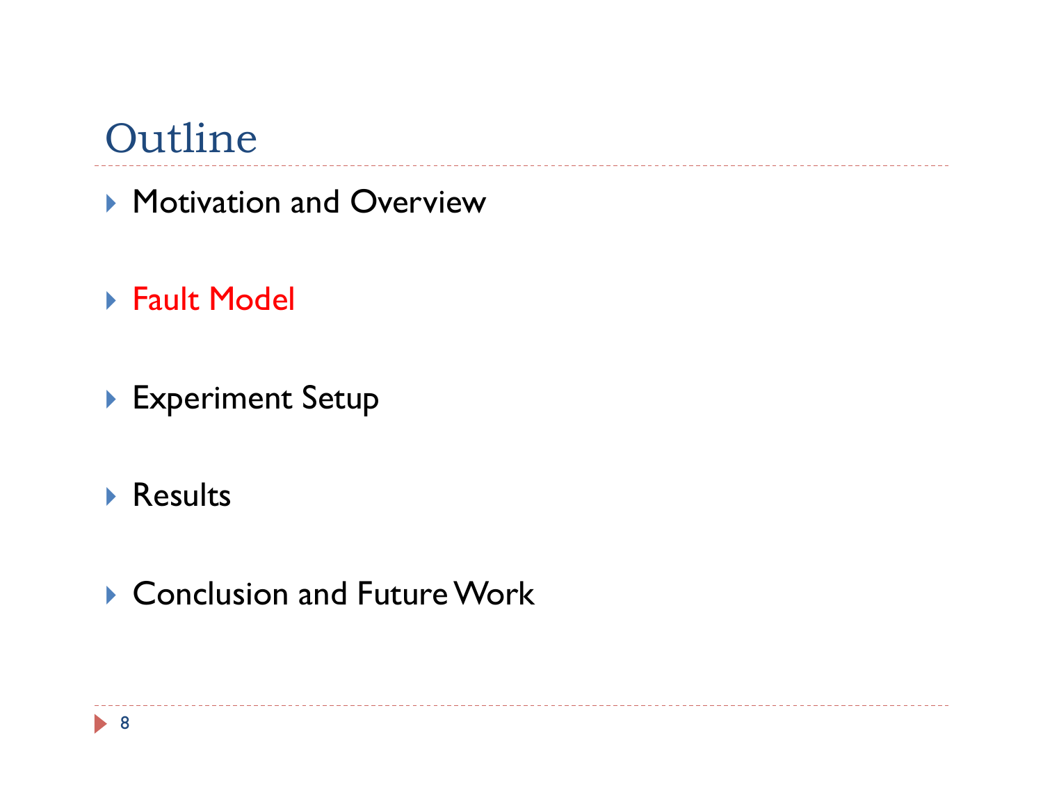# Outline

- Motivation and Overview
- Fault Model
- Experiment Setup
- Results
- Conclusion and Future Work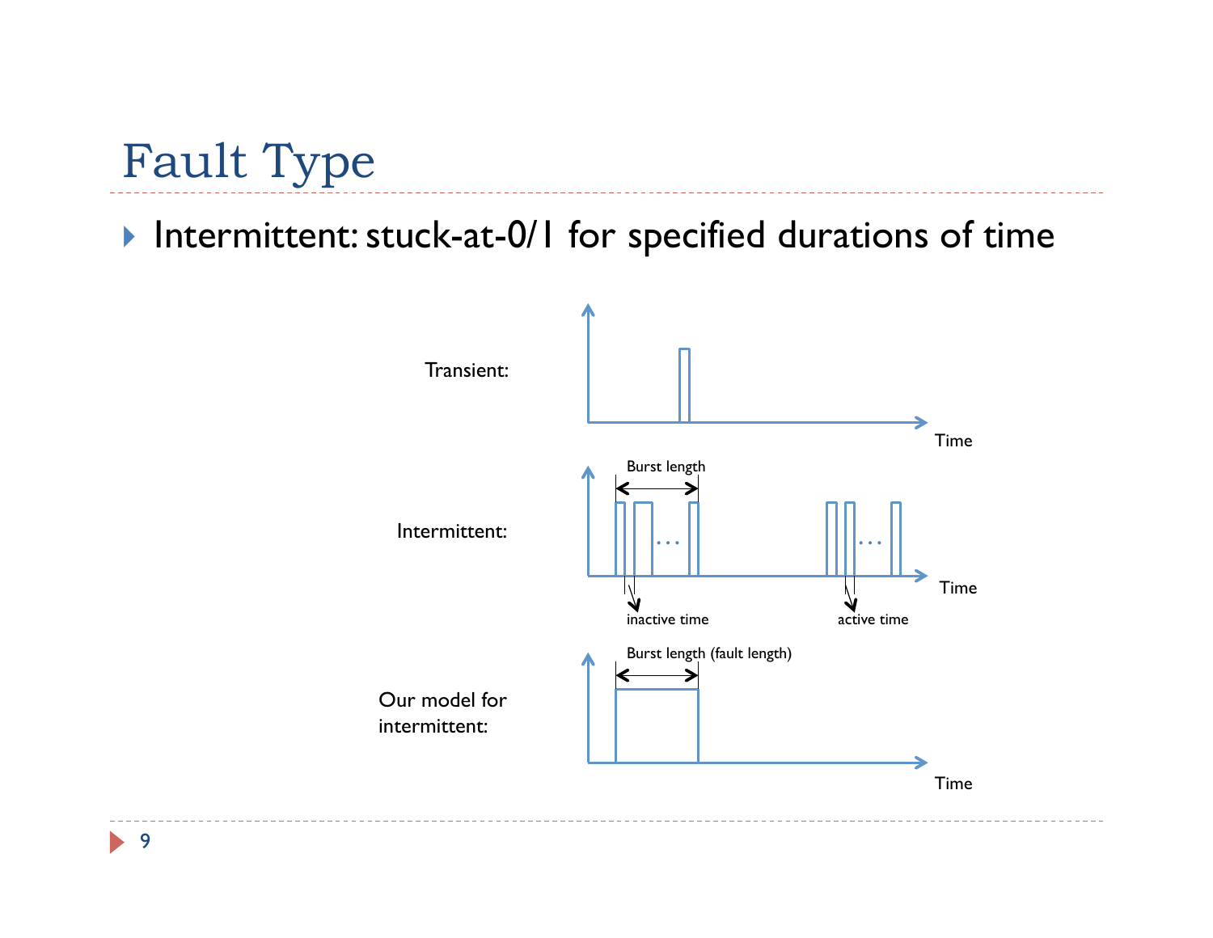# Fault Type

- Intermittent: stuck-at-0/1 for specified durations of time

Transient:

Intermittent:

Burst length

inactive time

active time

Our model for intermittent:

Burst length (fault length)

Time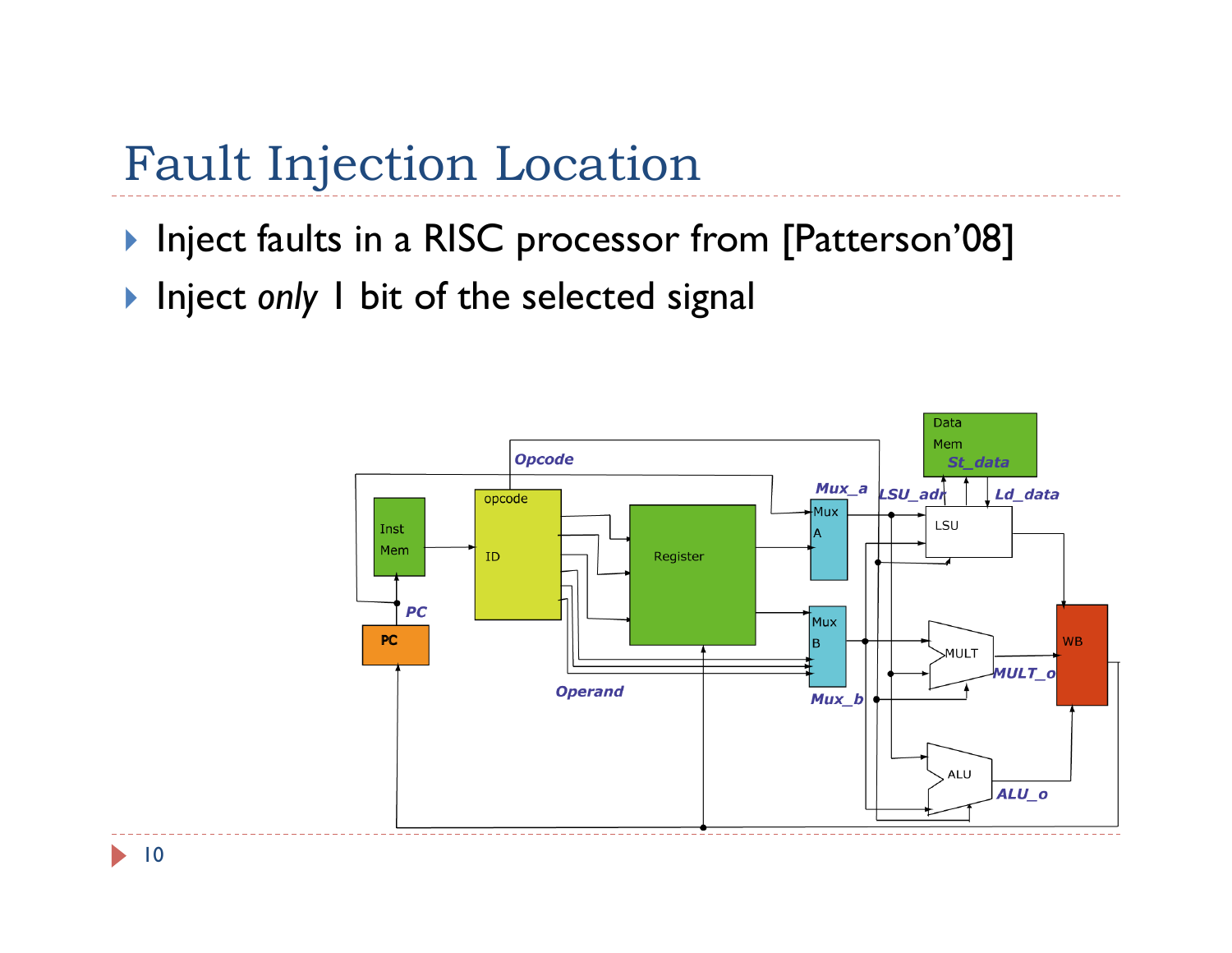# Fault Injection Location

- Inject faults in a RISC processor from [Patterson'08]
- Inject *only* 1 bit of the selected signal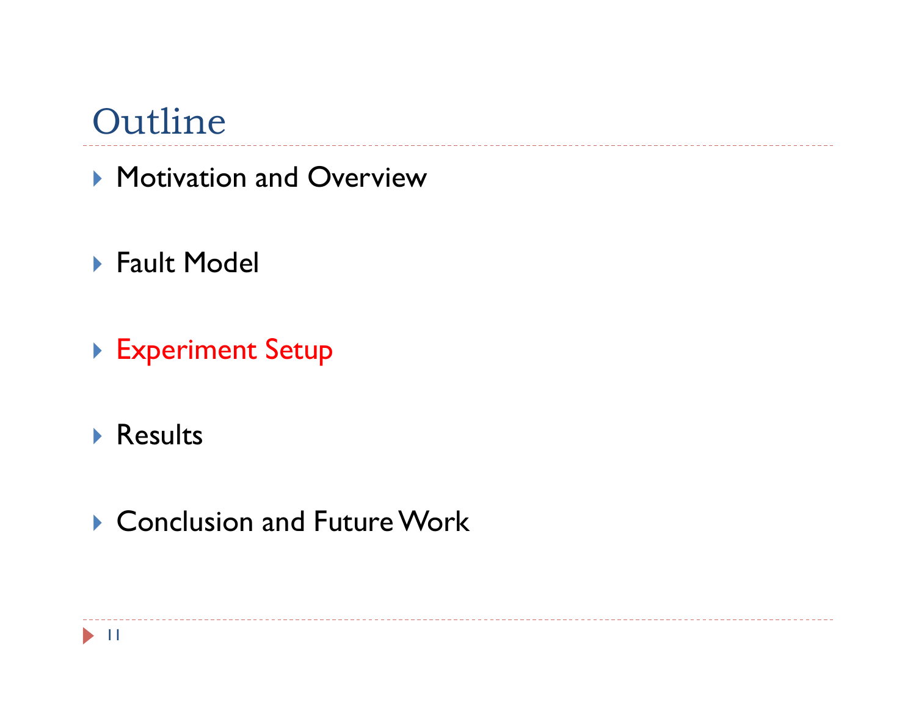# Outline

- Motivation and Overview
- Fault Model
- Experiment Setup
- Results
- Conclusion and Future Work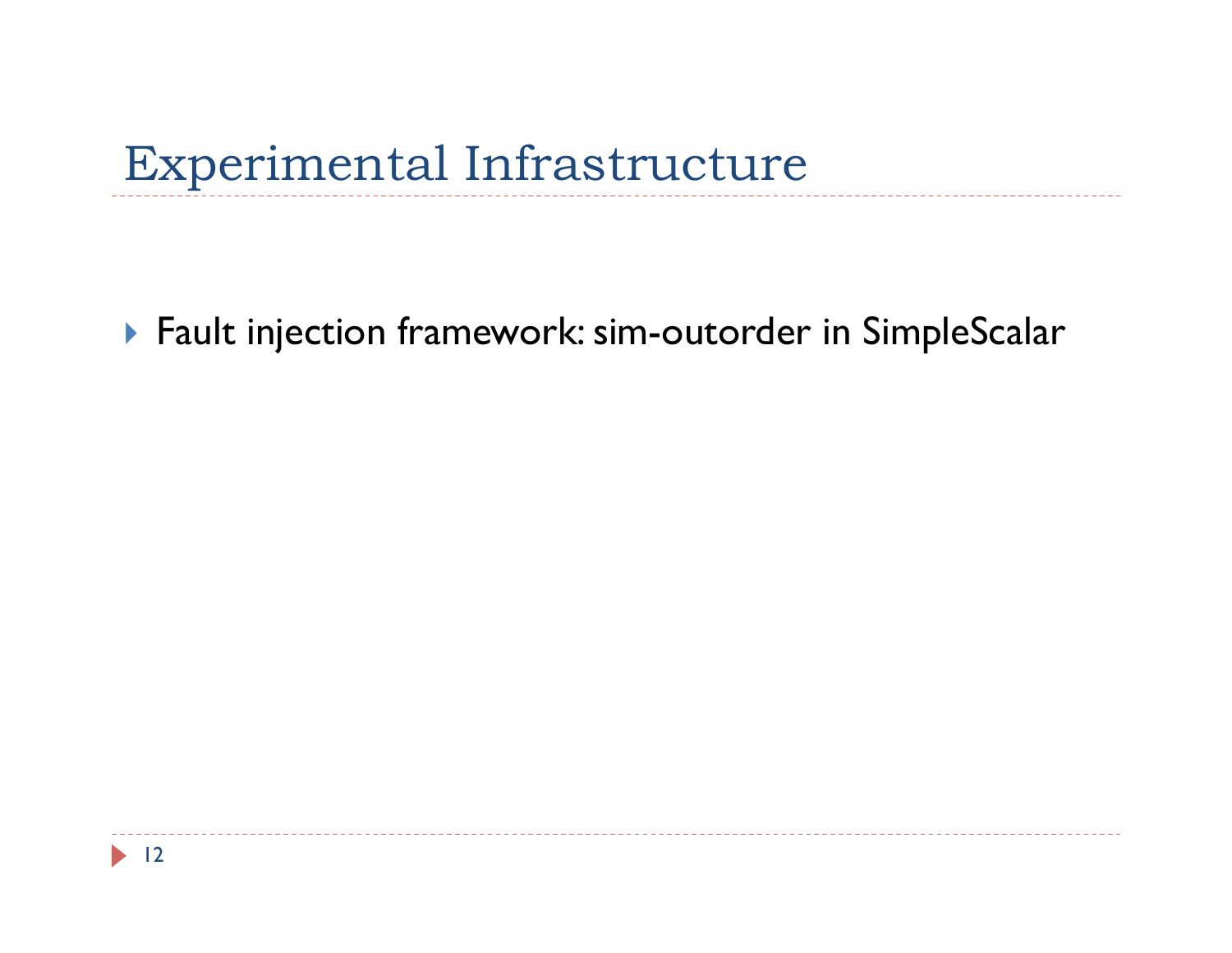# Experimental Infrastructure

- Fault injection framework: sim-outorder in SimpleScalar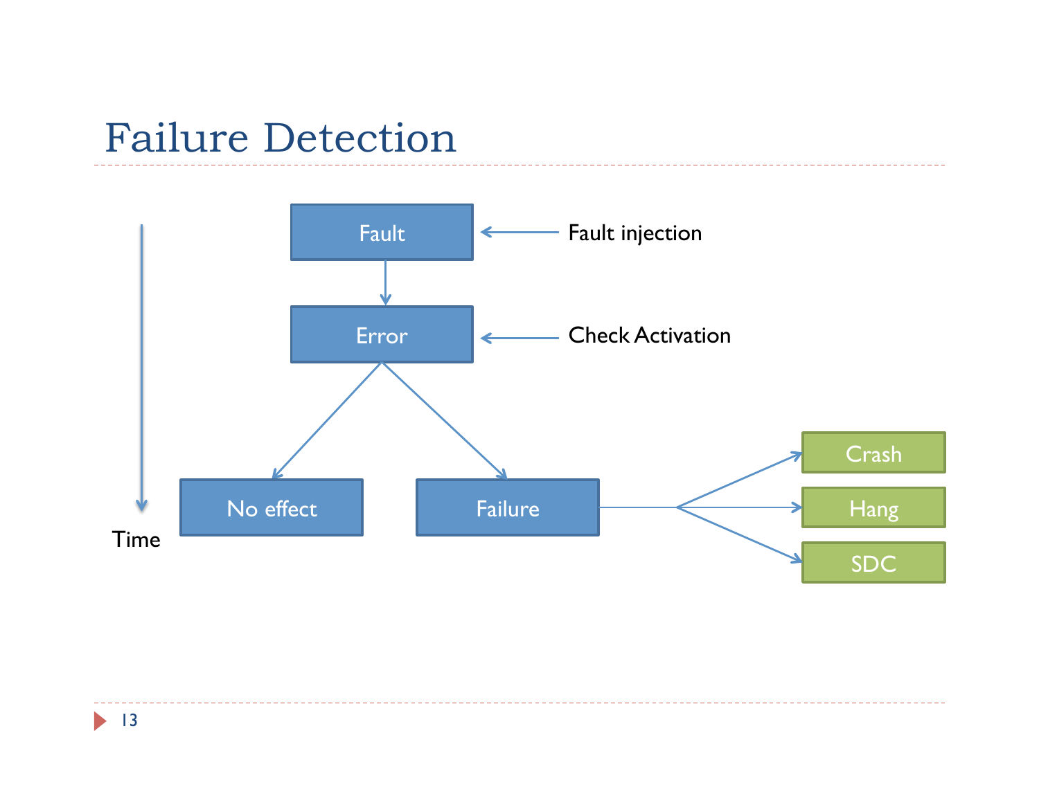# Failure Detection

Fault ← Fault injection

Error ← Check Activation

Time

No effect

Failure → Crash, Hang, SDC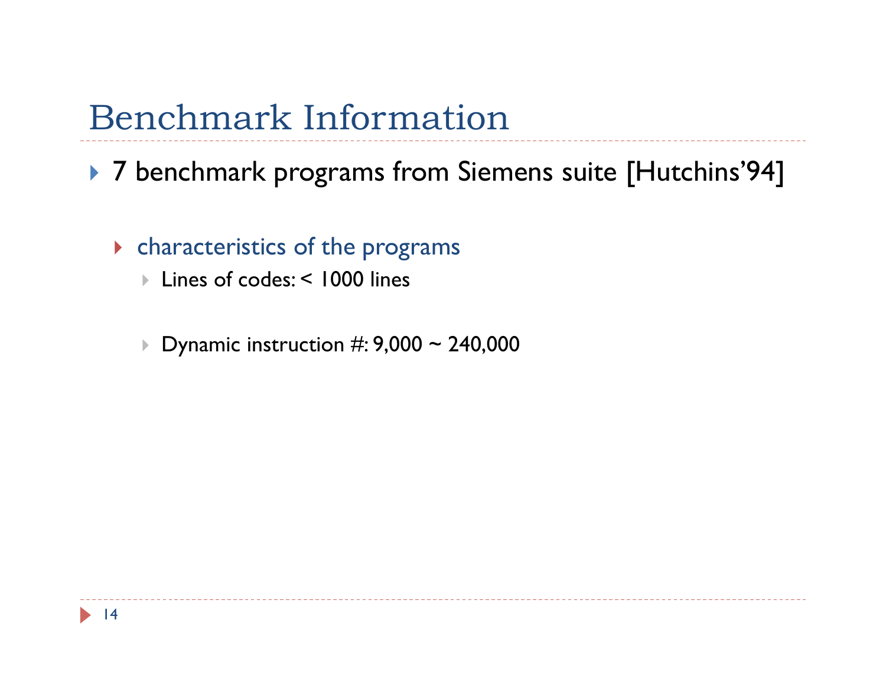# Benchmark Information

- 7 benchmark programs from Siemens suite [Hutchins'94]
  - characteristics of the programs
    - Lines of codes: < 1000 lines
    - Dynamic instruction #: 9,000 ~ 240,000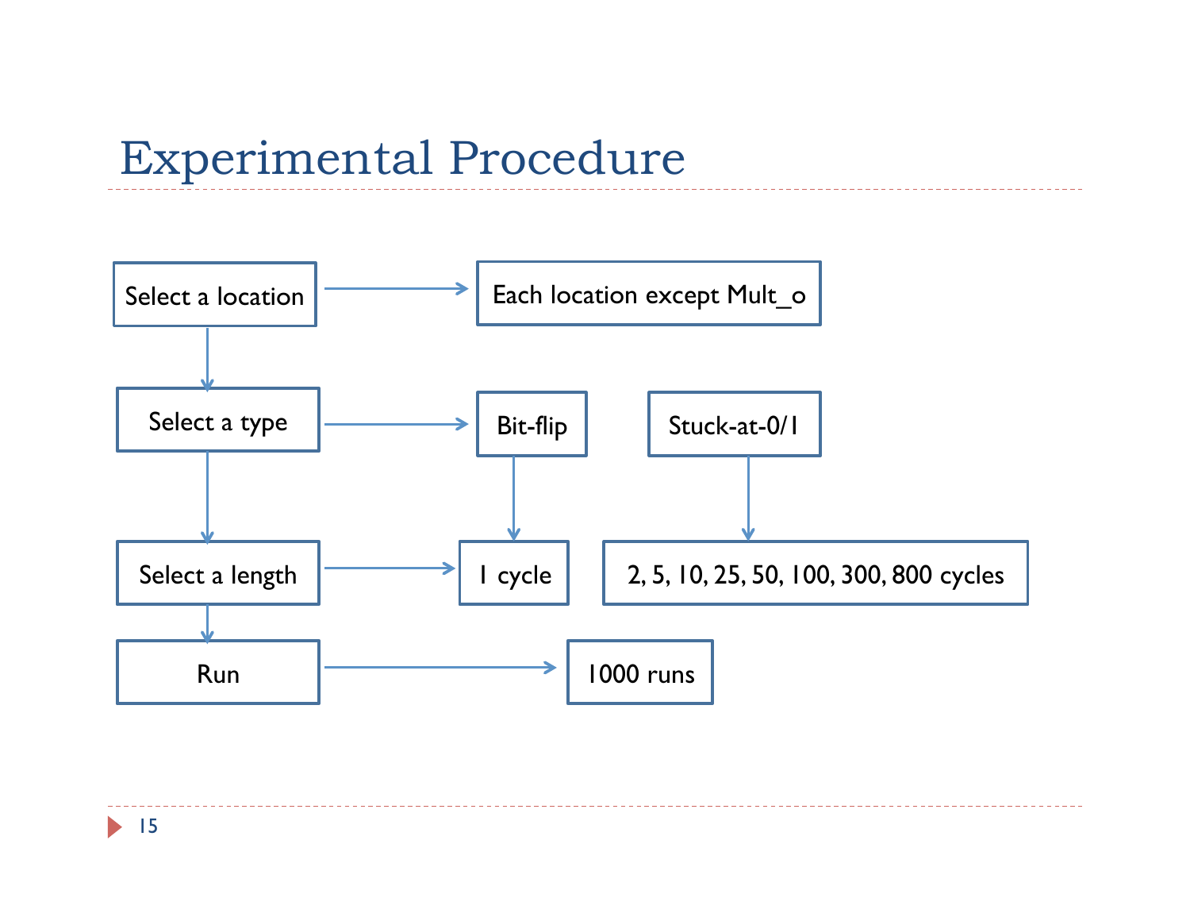# Experimental Procedure

- **Select a location** → Each location except Mult_o
- **Select a type** → Bit-flip; Stuck-at-0/1
- **Select a length** → 1 cycle (Bit-flip); 2, 5, 10, 25, 50, 100, 300, 800 cycles (Stuck-at-0/1)
- **Run** → 1000 runs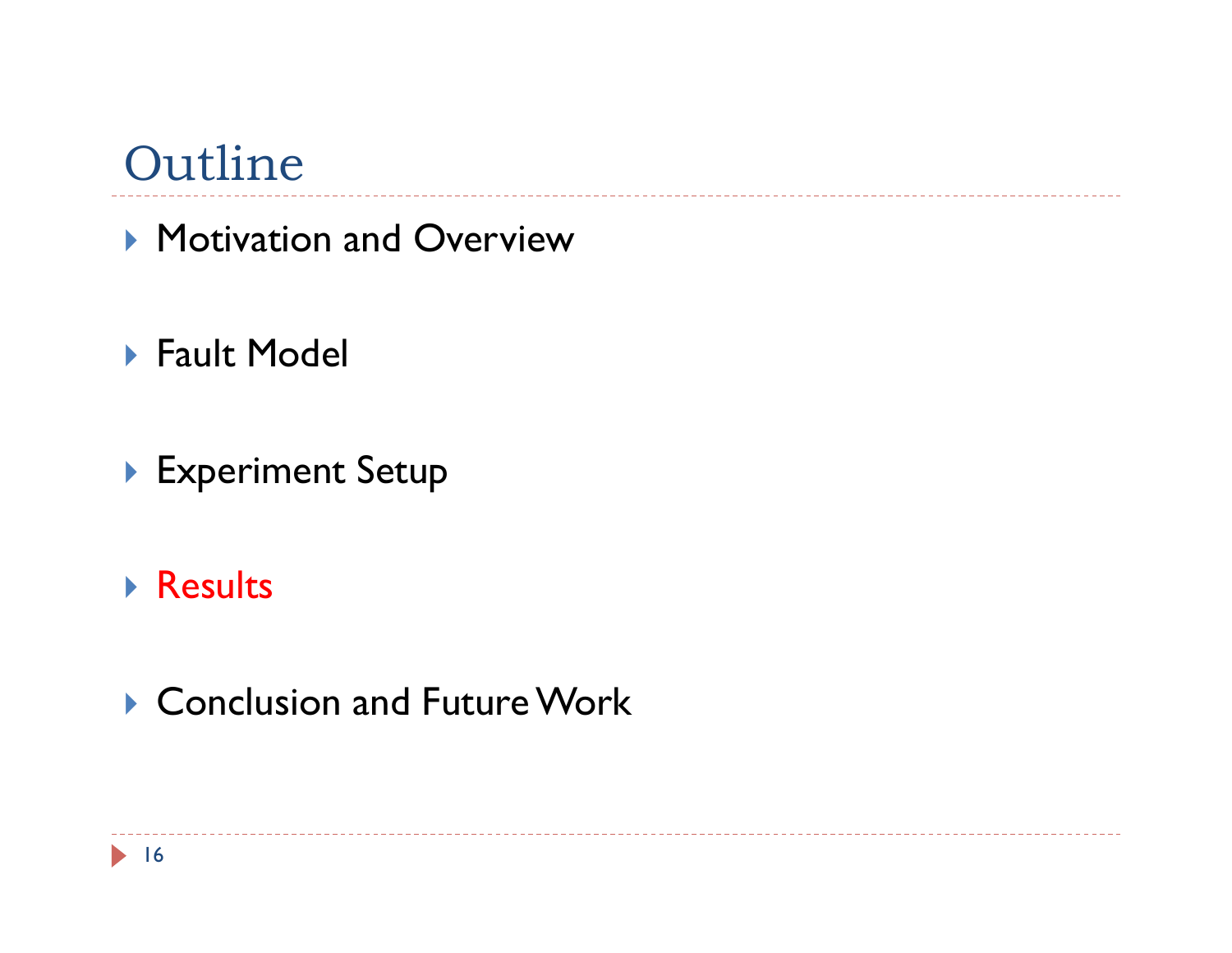# Outline

- Motivation and Overview
- Fault Model
- Experiment Setup
- Results
- Conclusion and Future Work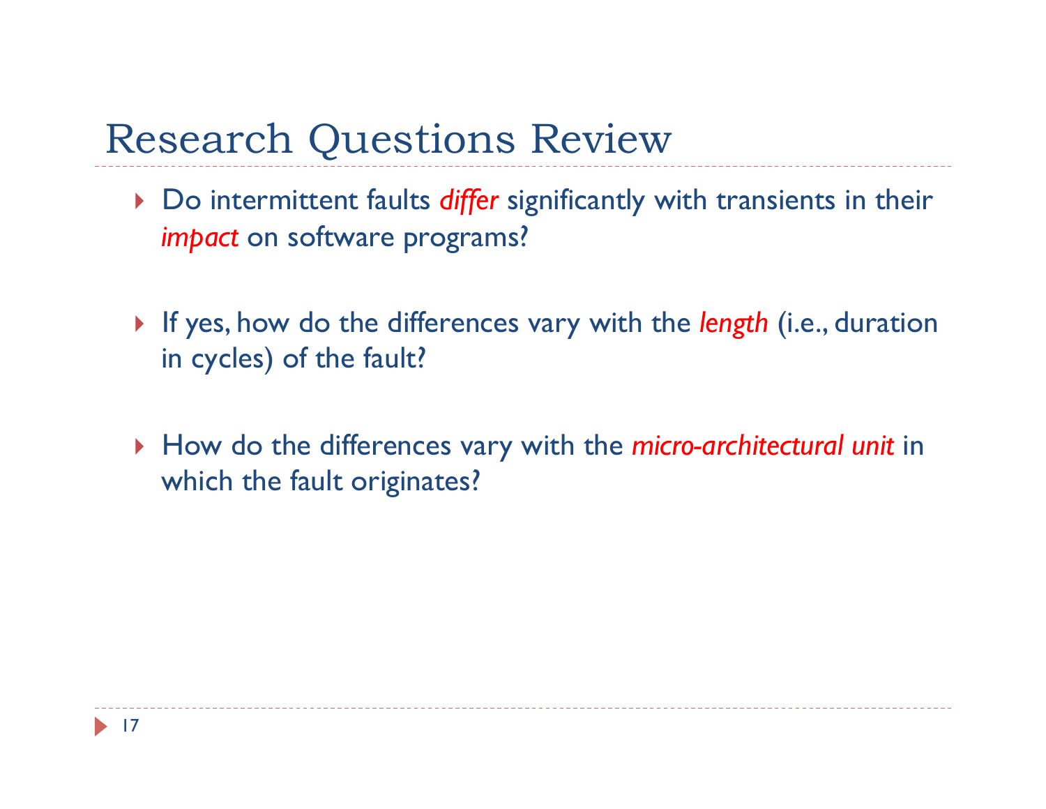# Research Questions Review

- Do intermittent faults *differ* significantly with transients in their *impact* on software programs?
- If yes, how do the differences vary with the *length* (i.e., duration in cycles) of the fault?
- How do the differences vary with the *micro-architectural unit* in which the fault originates?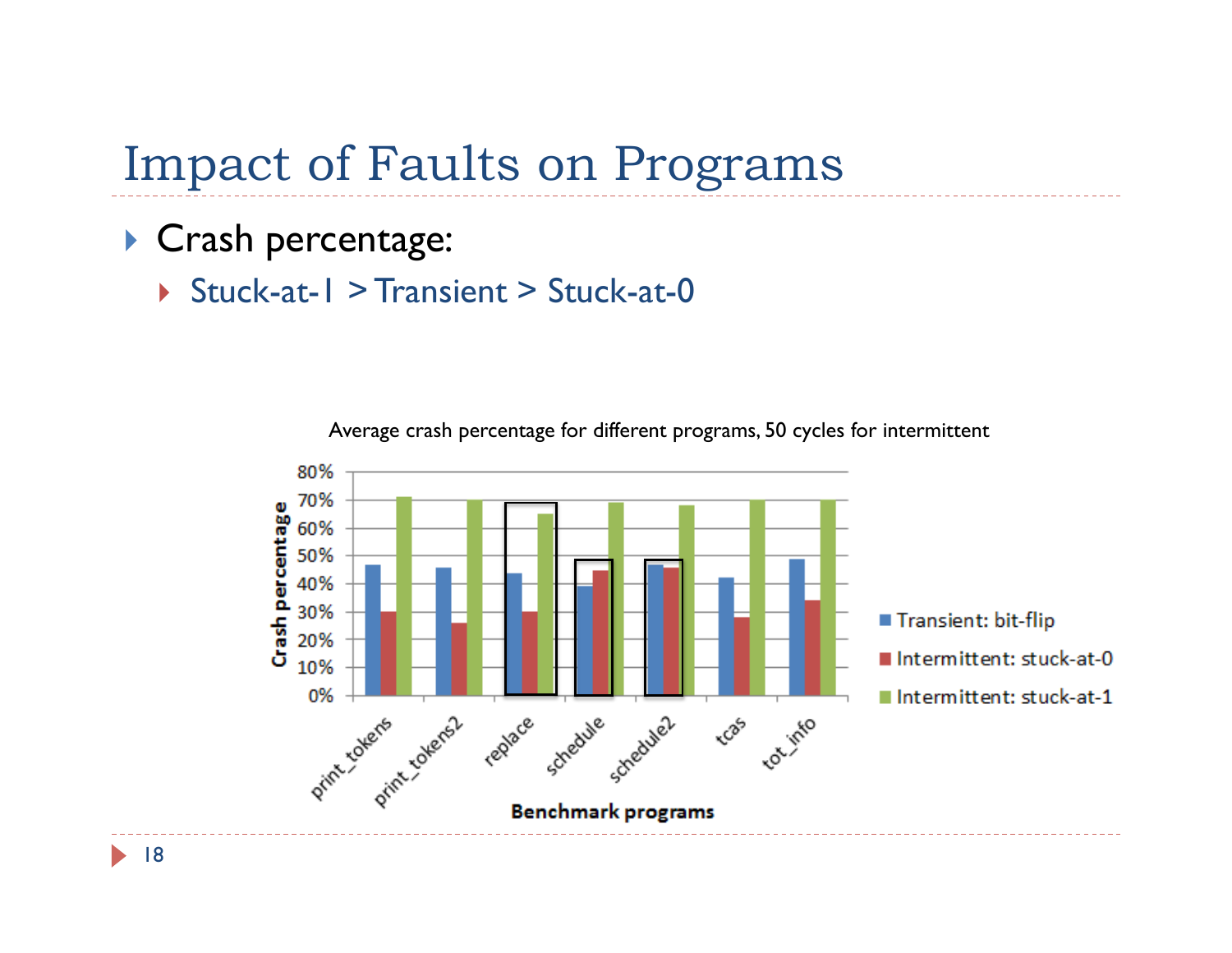# Impact of Faults on Programs

- Crash percentage:
  - Stuck-at-1 > Transient > Stuck-at-0

Average crash percentage for different programs, 50 cycles for intermittent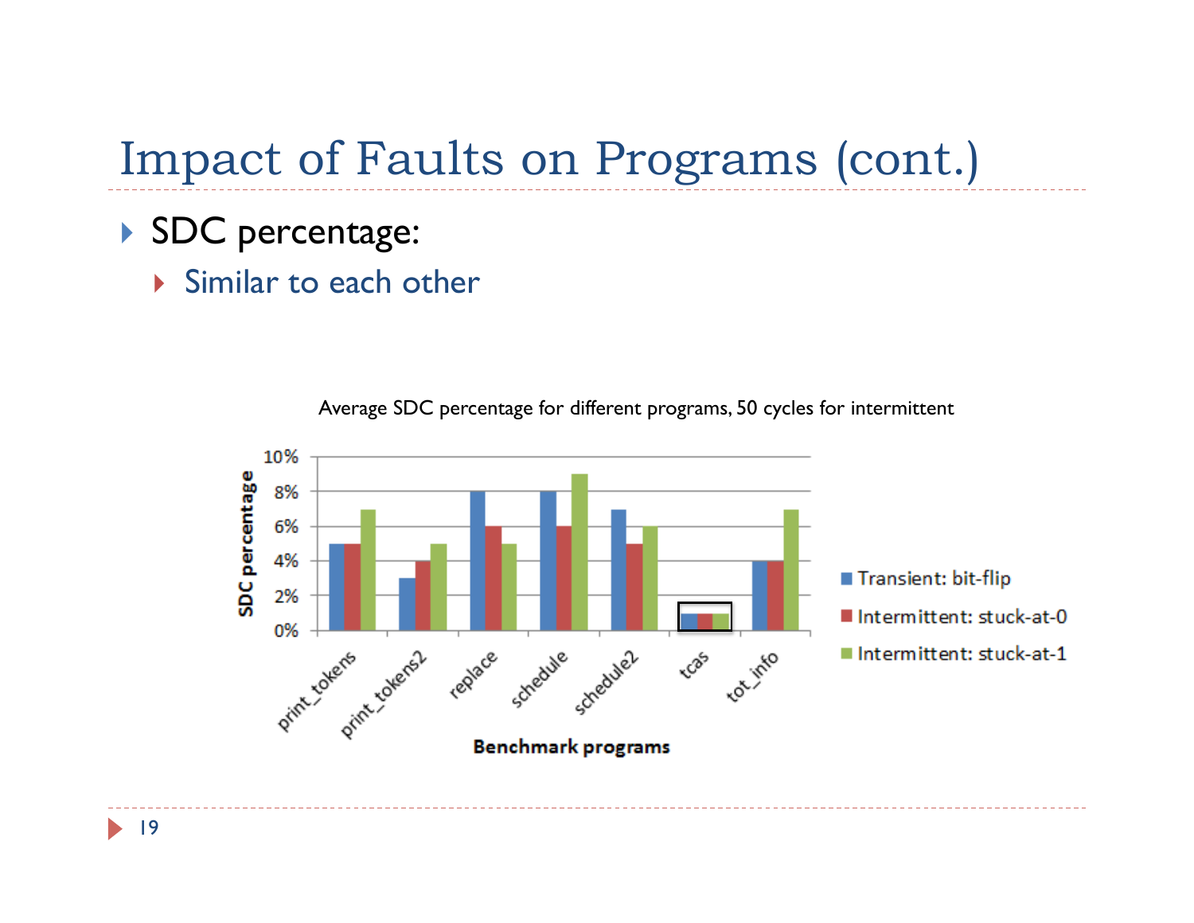# Impact of Faults on Programs (cont.)

- SDC percentage:
  - Similar to each other

Average SDC percentage for different programs, 50 cycles for intermittent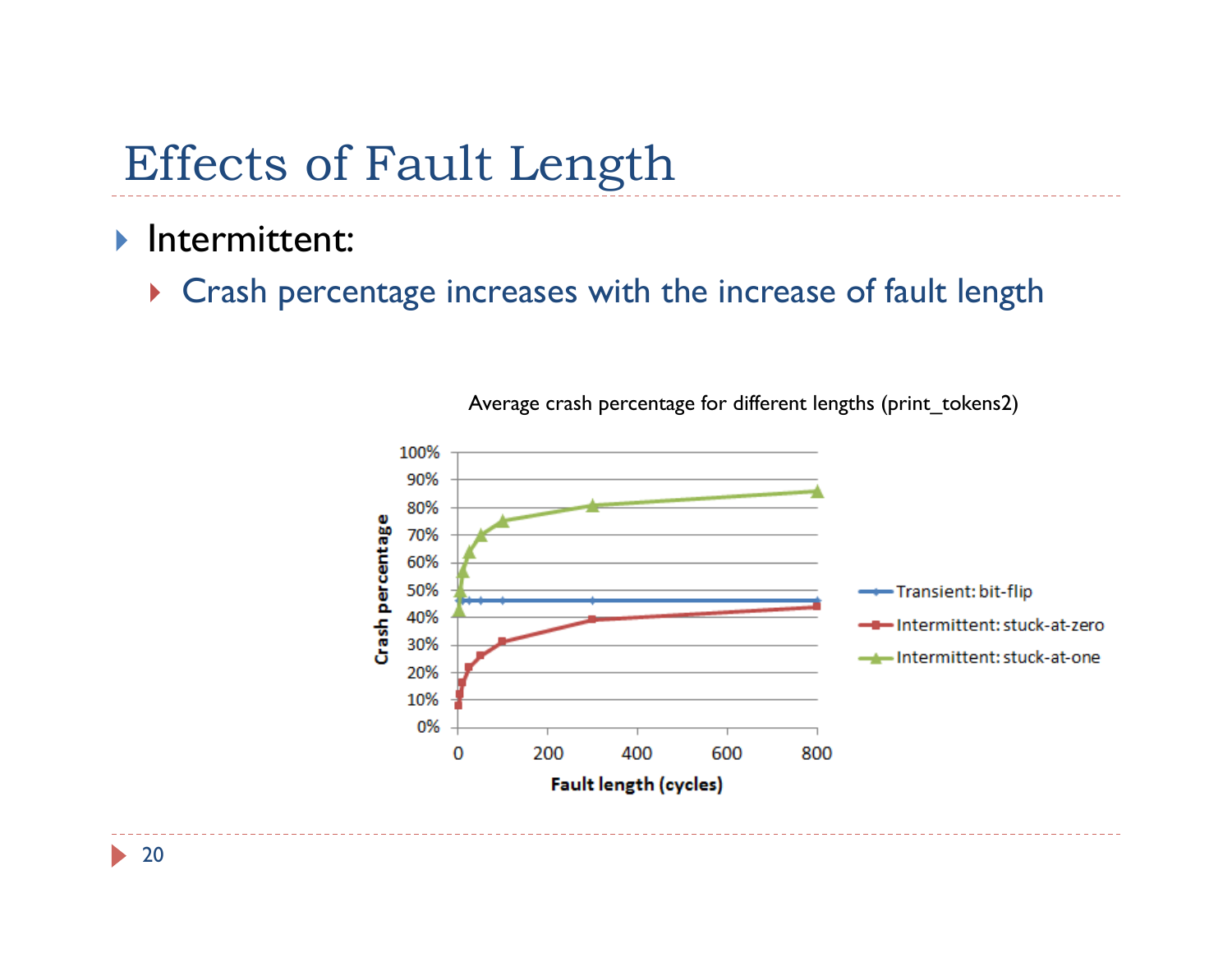# Effects of Fault Length

- Intermittent:
  - Crash percentage increases with the increase of fault length

Average crash percentage for different lengths (print_tokens2)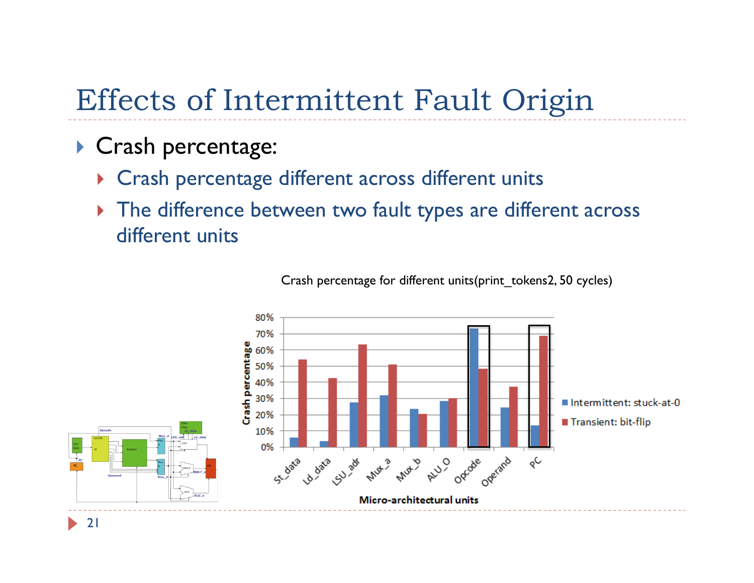# Effects of Intermittent Fault Origin

- Crash percentage:
  - Crash percentage different across different units
  - The difference between two fault types are different across different units

Crash percentage for different units(print_tokens2, 50 cycles)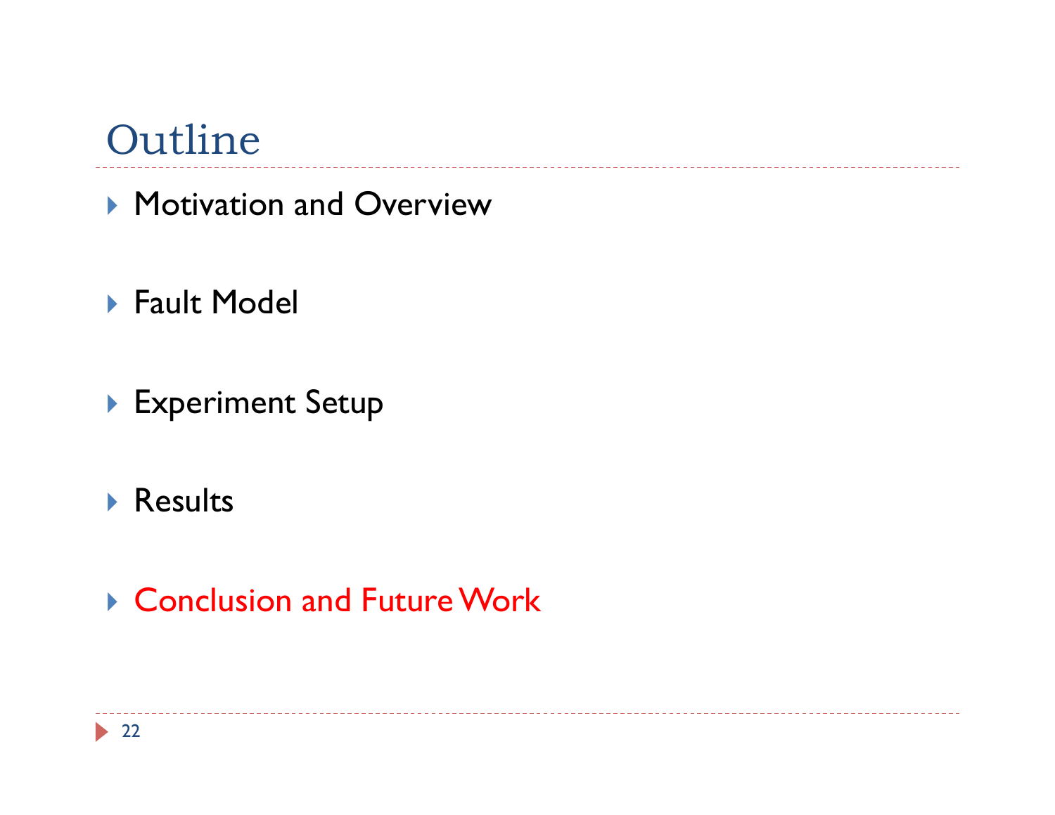# Outline

- Motivation and Overview
- Fault Model
- Experiment Setup
- Results
- Conclusion and Future Work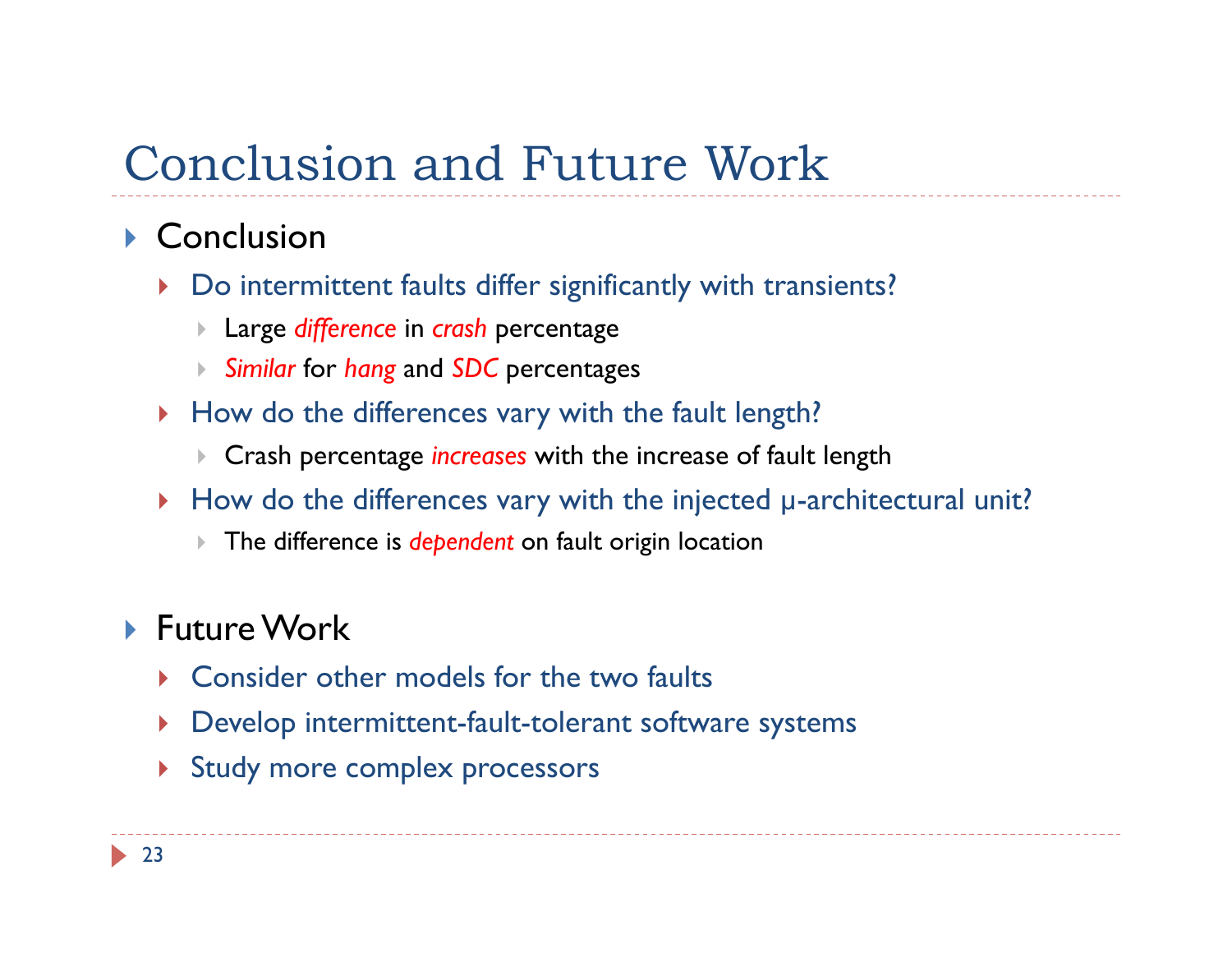# Conclusion and Future Work

- Conclusion
  - Do intermittent faults differ significantly with transients?
    - Large *difference* in *crash* percentage
    - *Similar* for *hang* and *SDC* percentages
  - How do the differences vary with the fault length?
    - Crash percentage *increases* with the increase of fault length
  - How do the differences vary with the injected μ-architectural unit?
    - The difference is *dependent* on fault origin location

- Future Work
  - Consider other models for the two faults
  - Develop intermittent-fault-tolerant software systems
  - Study more complex processors